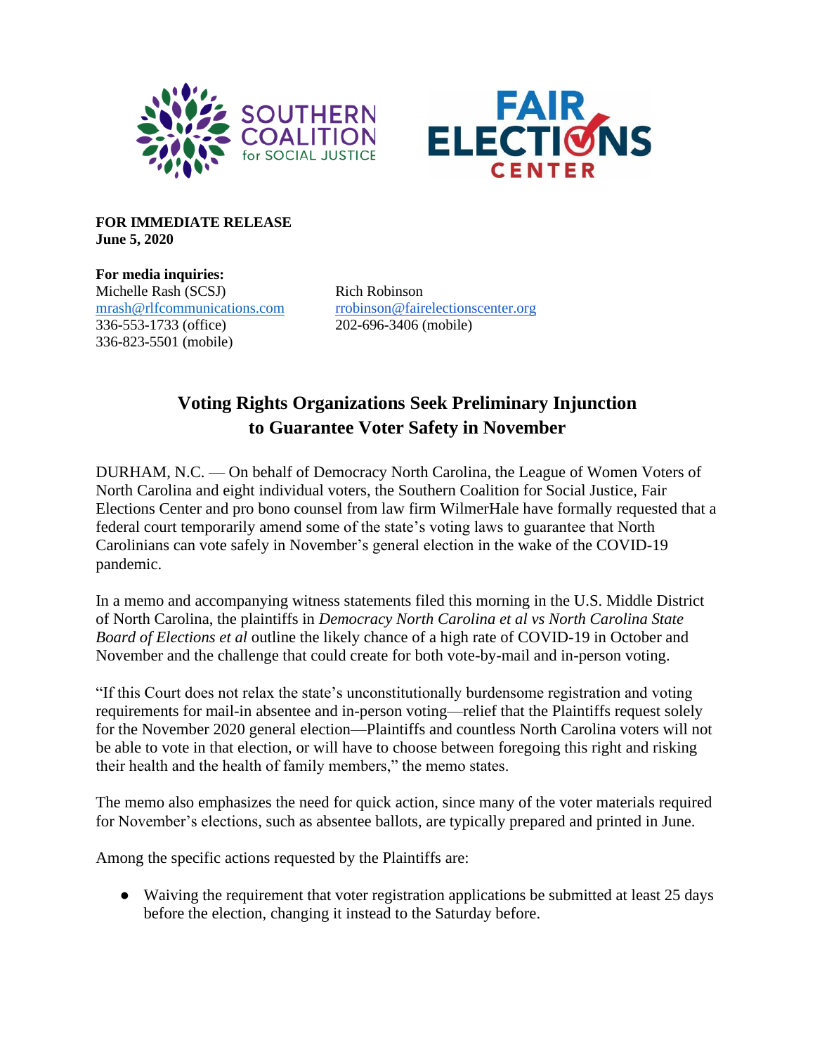**FOR IMMEDIATE RELEASE**
**June 5, 2020**

**For media inquiries:**

Michelle Rash (SCSJ)
mrash@rlfcommunications.com
336-553-1733 (office)
336-823-5501 (mobile)

Rich Robinson
rrobinson@fairelectionscenter.org
202-696-3406 (mobile)

## Voting Rights Organizations Seek Preliminary Injunction to Guarantee Voter Safety in November

DURHAM, N.C. — On behalf of Democracy North Carolina, the League of Women Voters of North Carolina and eight individual voters, the Southern Coalition for Social Justice, Fair Elections Center and pro bono counsel from law firm WilmerHale have formally requested that a federal court temporarily amend some of the state's voting laws to guarantee that North Carolinians can vote safely in November's general election in the wake of the COVID-19 pandemic.

In a memo and accompanying witness statements filed this morning in the U.S. Middle District of North Carolina, the plaintiffs in *Democracy North Carolina et al vs North Carolina State Board of Elections et al* outline the likely chance of a high rate of COVID-19 in October and November and the challenge that could create for both vote-by-mail and in-person voting.

"If this Court does not relax the state's unconstitutionally burdensome registration and voting requirements for mail-in absentee and in-person voting—relief that the Plaintiffs request solely for the November 2020 general election—Plaintiffs and countless North Carolina voters will not be able to vote in that election, or will have to choose between foregoing this right and risking their health and the health of family members," the memo states.

The memo also emphasizes the need for quick action, since many of the voter materials required for November's elections, such as absentee ballots, are typically prepared and printed in June.

Among the specific actions requested by the Plaintiffs are:

- Waiving the requirement that voter registration applications be submitted at least 25 days before the election, changing it instead to the Saturday before.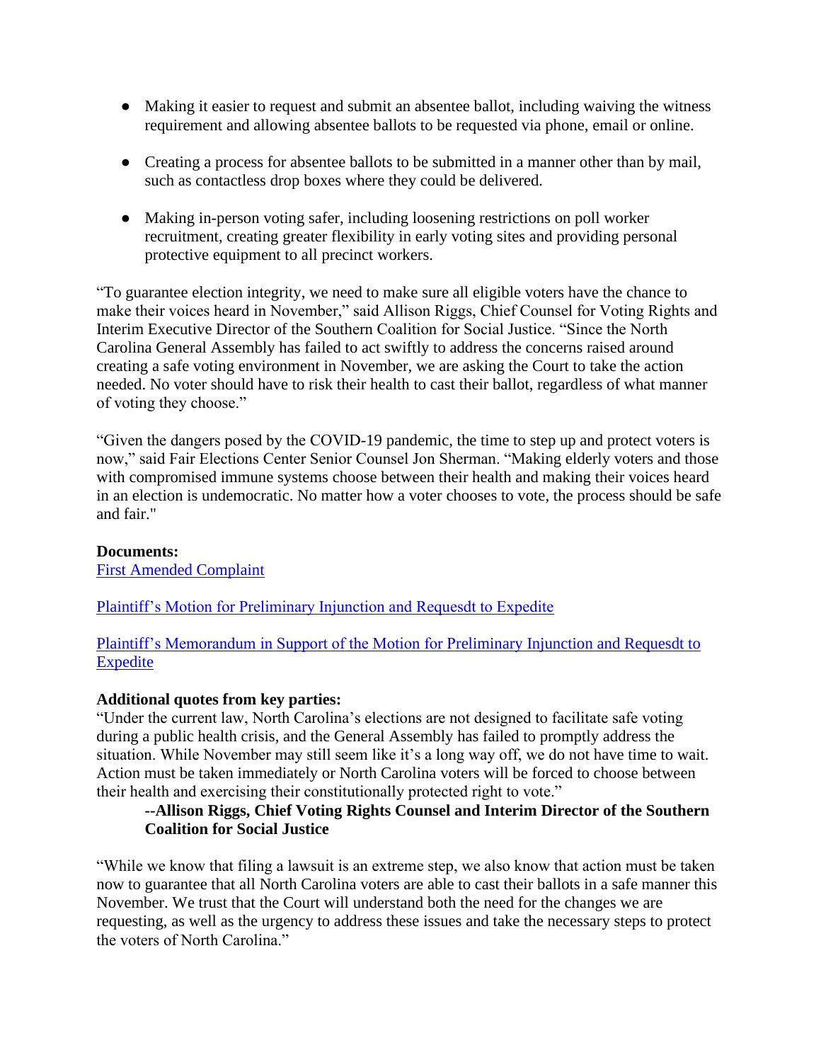- Making it easier to request and submit an absentee ballot, including waiving the witness requirement and allowing absentee ballots to be requested via phone, email or online.

- Creating a process for absentee ballots to be submitted in a manner other than by mail, such as contactless drop boxes where they could be delivered.

- Making in-person voting safer, including loosening restrictions on poll worker recruitment, creating greater flexibility in early voting sites and providing personal protective equipment to all precinct workers.

"To guarantee election integrity, we need to make sure all eligible voters have the chance to make their voices heard in November," said Allison Riggs, Chief Counsel for Voting Rights and Interim Executive Director of the Southern Coalition for Social Justice. "Since the North Carolina General Assembly has failed to act swiftly to address the concerns raised around creating a safe voting environment in November, we are asking the Court to take the action needed. No voter should have to risk their health to cast their ballot, regardless of what manner of voting they choose."

"Given the dangers posed by the COVID-19 pandemic, the time to step up and protect voters is now," said Fair Elections Center Senior Counsel Jon Sherman. "Making elderly voters and those with compromised immune systems choose between their health and making their voices heard in an election is undemocratic. No matter how a voter chooses to vote, the process should be safe and fair."

**Documents:**

First Amended Complaint

Plaintiff's Motion for Preliminary Injunction and Requesdt to Expedite

Plaintiff's Memorandum in Support of the Motion for Preliminary Injunction and Requesdt to Expedite

**Additional quotes from key parties:**

"Under the current law, North Carolina's elections are not designed to facilitate safe voting during a public health crisis, and the General Assembly has failed to promptly address the situation. While November may still seem like it's a long way off, we do not have time to wait. Action must be taken immediately or North Carolina voters will be forced to choose between their health and exercising their constitutionally protected right to vote."

> **--Allison Riggs, Chief Voting Rights Counsel and Interim Director of the Southern Coalition for Social Justice**

"While we know that filing a lawsuit is an extreme step, we also know that action must be taken now to guarantee that all North Carolina voters are able to cast their ballots in a safe manner this November. We trust that the Court will understand both the need for the changes we are requesting, as well as the urgency to address these issues and take the necessary steps to protect the voters of North Carolina."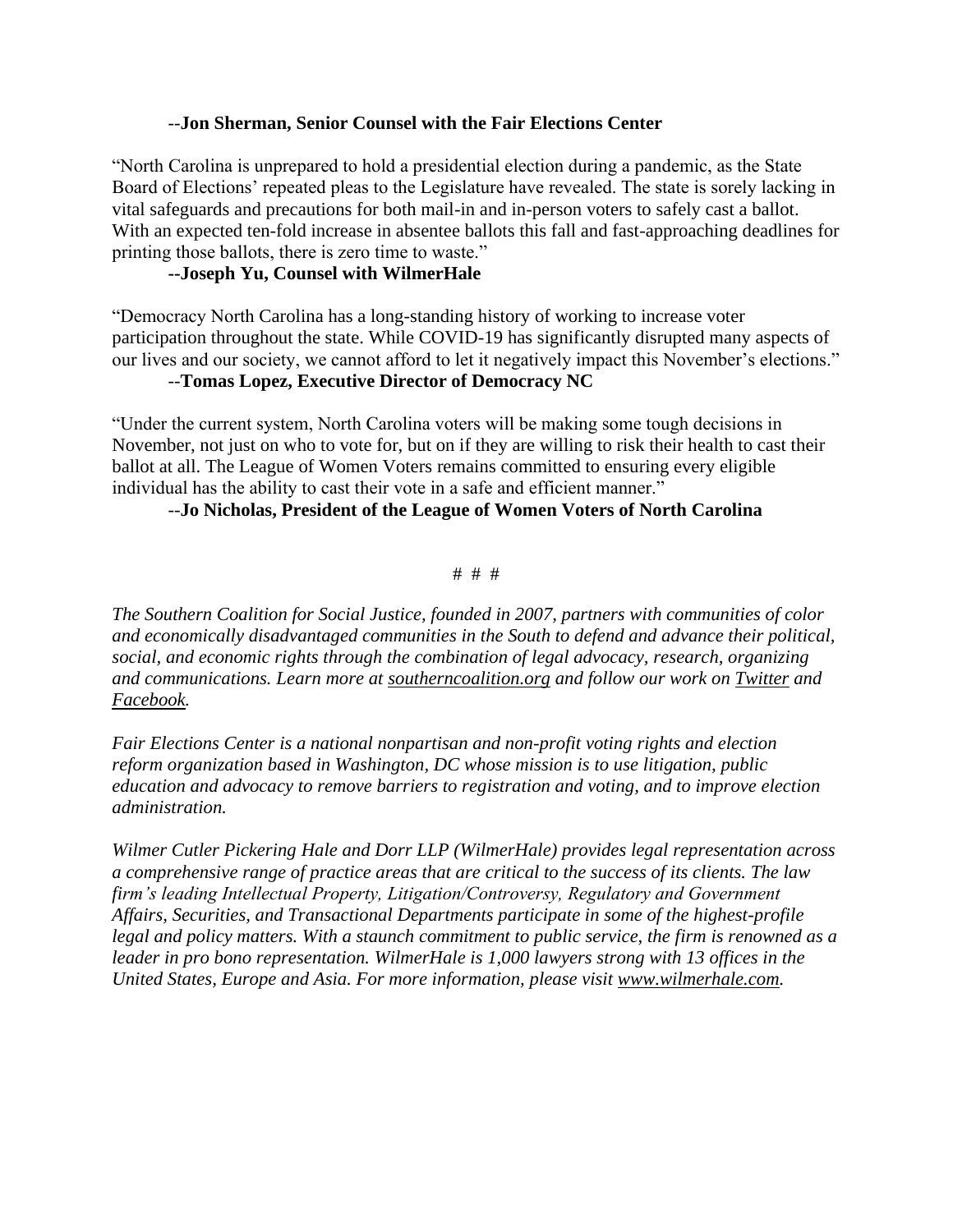--**Jon Sherman, Senior Counsel with the Fair Elections Center**

"North Carolina is unprepared to hold a presidential election during a pandemic, as the State Board of Elections' repeated pleas to the Legislature have revealed. The state is sorely lacking in vital safeguards and precautions for both mail-in and in-person voters to safely cast a ballot. With an expected ten-fold increase in absentee ballots this fall and fast-approaching deadlines for printing those ballots, there is zero time to waste."

**--Joseph Yu, Counsel with WilmerHale**

"Democracy North Carolina has a long-standing history of working to increase voter participation throughout the state. While COVID-19 has significantly disrupted many aspects of our lives and our society, we cannot afford to let it negatively impact this November's elections."

--**Tomas Lopez, Executive Director of Democracy NC**

"Under the current system, North Carolina voters will be making some tough decisions in November, not just on who to vote for, but on if they are willing to risk their health to cast their ballot at all. The League of Women Voters remains committed to ensuring every eligible individual has the ability to cast their vote in a safe and efficient manner."

--**Jo Nicholas, President of the League of Women Voters of North Carolina**

# # #

*The Southern Coalition for Social Justice, founded in 2007, partners with communities of color and economically disadvantaged communities in the South to defend and advance their political, social, and economic rights through the combination of legal advocacy, research, organizing and communications. Learn more at southerncoalition.org and follow our work on Twitter and Facebook.*

*Fair Elections Center is a national nonpartisan and non-profit voting rights and election reform organization based in Washington, DC whose mission is to use litigation, public education and advocacy to remove barriers to registration and voting, and to improve election administration.*

*Wilmer Cutler Pickering Hale and Dorr LLP (WilmerHale) provides legal representation across a comprehensive range of practice areas that are critical to the success of its clients. The law firm's leading Intellectual Property, Litigation/Controversy, Regulatory and Government Affairs, Securities, and Transactional Departments participate in some of the highest-profile legal and policy matters. With a staunch commitment to public service, the firm is renowned as a leader in pro bono representation. WilmerHale is 1,000 lawyers strong with 13 offices in the United States, Europe and Asia. For more information, please visit www.wilmerhale.com.*